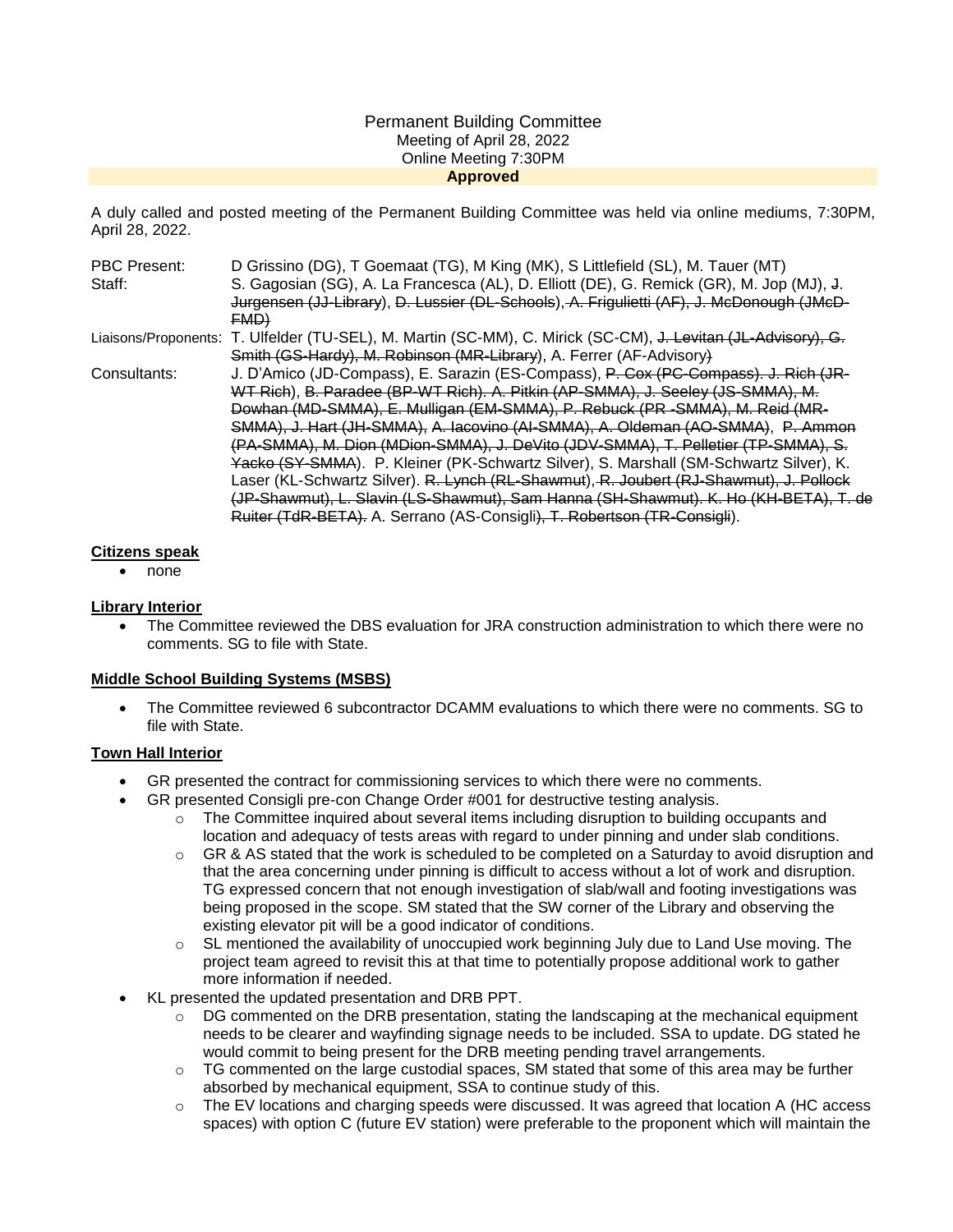Permanent Building Committee
Meeting of April 28, 2022
Online Meeting 7:30PM
**Approved**

A duly called and posted meeting of the Permanent Building Committee was held via online mediums, 7:30PM, April 28, 2022.

| | |
|---|---|
| PBC Present: | D Grissino (DG), T Goemaat (TG), M King (MK), S Littlefield (SL), M. Tauer (MT) |
| Staff: | S. Gagosian (SG), A. La Francesca (AL), D. Elliott (DE), G. Remick (GR), M. Jop (MJ), ~~J. Jurgensen (JJ-Library)~~, ~~D. Lussier (DL-Schools)~~, ~~A. Frigulietti (AF), J. McDonough (JMcD-FMD)~~ |
| Liaisons/Proponents: | T. Ulfelder (TU-SEL), M. Martin (SC-MM), C. Mirick (SC-CM), ~~J. Levitan (JL-Advisory), G. Smith (GS-Hardy), M. Robinson (MR-Library)~~, A. Ferrer (AF-Advisory~~)~~ |
| Consultants: | J. D'Amico (JD-Compass), E. Sarazin (ES-Compass), ~~P. Cox (PC-Compass). J. Rich (JR-WT Rich)~~, ~~B. Paradee (BP-WT Rich). A. Pitkin (AP-SMMA), J. Seeley (JS-SMMA), M. Dowhan (MD-SMMA), E. Mulligan (EM-SMMA), P. Rebuck (PR -SMMA), M. Reid (MR-SMMA), J. Hart (JH-SMMA),~~ ~~A. Iacovino (AI-SMMA), A. Oldeman (AO-SMMA),~~ ~~P. Ammon (PA-SMMA), M. Dion (MDion-SMMA), J. DeVito (JDV-SMMA), T. Pelletier (TP-SMMA), S. Yacko (SY-SMMA)~~. P. Kleiner (PK-Schwartz Silver), S. Marshall (SM-Schwartz Silver), K. Laser (KL-Schwartz Silver). ~~R. Lynch (RL-Shawmut)~~, ~~R. Joubert (RJ-Shawmut), J. Pollock (JP-Shawmut), L. Slavin (LS-Shawmut), Sam Hanna (SH-Shawmut). K. Ho (KH-BETA), T. de Ruiter (TdR-BETA).~~ A. Serrano (AS-Consigli~~), T. Robertson (TR-Consigli~~). |

**Citizens speak**

- none

**Library Interior**

- The Committee reviewed the DBS evaluation for JRA construction administration to which there were no comments. SG to file with State.

**Middle School Building Systems (MSBS)**

- The Committee reviewed 6 subcontractor DCAMM evaluations to which there were no comments. SG to file with State.

**Town Hall Interior**

- GR presented the contract for commissioning services to which there were no comments.
- GR presented Consigli pre-con Change Order #001 for destructive testing analysis.
  - The Committee inquired about several items including disruption to building occupants and location and adequacy of tests areas with regard to under pinning and under slab conditions.
  - GR & AS stated that the work is scheduled to be completed on a Saturday to avoid disruption and that the area concerning under pinning is difficult to access without a lot of work and disruption. TG expressed concern that not enough investigation of slab/wall and footing investigations was being proposed in the scope. SM stated that the SW corner of the Library and observing the existing elevator pit will be a good indicator of conditions.
  - SL mentioned the availability of unoccupied work beginning July due to Land Use moving. The project team agreed to revisit this at that time to potentially propose additional work to gather more information if needed.
- KL presented the updated presentation and DRB PPT.
  - DG commented on the DRB presentation, stating the landscaping at the mechanical equipment needs to be clearer and wayfinding signage needs to be included. SSA to update. DG stated he would commit to being present for the DRB meeting pending travel arrangements.
  - TG commented on the large custodial spaces, SM stated that some of this area may be further absorbed by mechanical equipment, SSA to continue study of this.
  - The EV locations and charging speeds were discussed. It was agreed that location A (HC access spaces) with option C (future EV station) were preferable to the proponent which will maintain the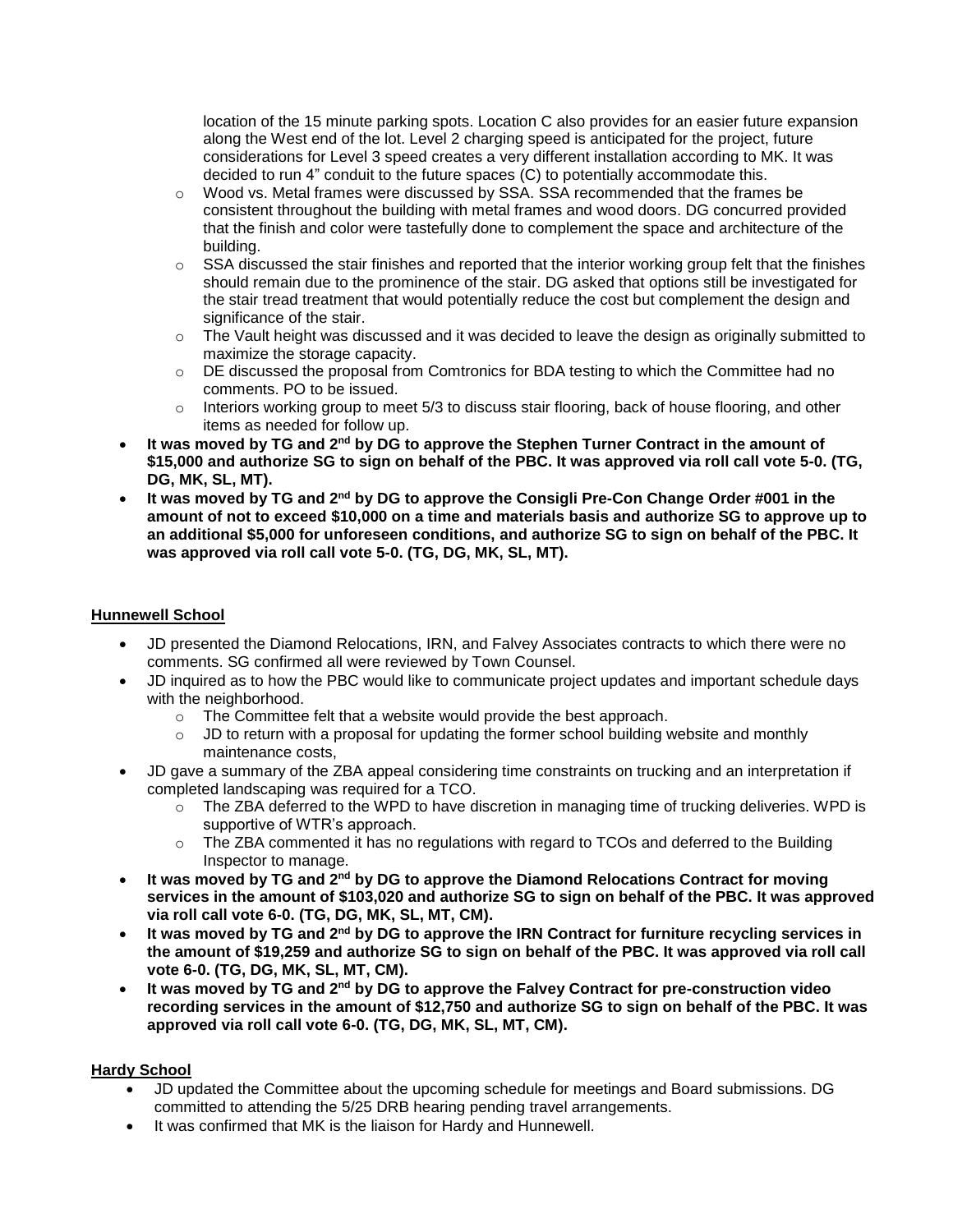- location of the 15 minute parking spots. Location C also provides for an easier future expansion along the West end of the lot. Level 2 charging speed is anticipated for the project, future considerations for Level 3 speed creates a very different installation according to MK. It was decided to run 4" conduit to the future spaces (C) to potentially accommodate this.
  - Wood vs. Metal frames were discussed by SSA. SSA recommended that the frames be consistent throughout the building with metal frames and wood doors. DG concurred provided that the finish and color were tastefully done to complement the space and architecture of the building.
  - SSA discussed the stair finishes and reported that the interior working group felt that the finishes should remain due to the prominence of the stair. DG asked that options still be investigated for the stair tread treatment that would potentially reduce the cost but complement the design and significance of the stair.
  - The Vault height was discussed and it was decided to leave the design as originally submitted to maximize the storage capacity.
  - DE discussed the proposal from Comtronics for BDA testing to which the Committee had no comments. PO to be issued.
  - Interiors working group to meet 5/3 to discuss stair flooring, back of house flooring, and other items as needed for follow up.
- **It was moved by TG and 2nd by DG to approve the Stephen Turner Contract in the amount of $15,000 and authorize SG to sign on behalf of the PBC. It was approved via roll call vote 5-0. (TG, DG, MK, SL, MT).**
- **It was moved by TG and 2nd by DG to approve the Consigli Pre-Con Change Order #001 in the amount of not to exceed $10,000 on a time and materials basis and authorize SG to approve up to an additional $5,000 for unforeseen conditions, and authorize SG to sign on behalf of the PBC. It was approved via roll call vote 5-0. (TG, DG, MK, SL, MT).**

## Hunnewell School

- JD presented the Diamond Relocations, IRN, and Falvey Associates contracts to which there were no comments. SG confirmed all were reviewed by Town Counsel.
- JD inquired as to how the PBC would like to communicate project updates and important schedule days with the neighborhood.
  - The Committee felt that a website would provide the best approach.
  - JD to return with a proposal for updating the former school building website and monthly maintenance costs,
- JD gave a summary of the ZBA appeal considering time constraints on trucking and an interpretation if completed landscaping was required for a TCO.
  - The ZBA deferred to the WPD to have discretion in managing time of trucking deliveries. WPD is supportive of WTR's approach.
  - The ZBA commented it has no regulations with regard to TCOs and deferred to the Building Inspector to manage.
- **It was moved by TG and 2nd by DG to approve the Diamond Relocations Contract for moving services in the amount of $103,020 and authorize SG to sign on behalf of the PBC. It was approved via roll call vote 6-0. (TG, DG, MK, SL, MT, CM).**
- **It was moved by TG and 2nd by DG to approve the IRN Contract for furniture recycling services in the amount of $19,259 and authorize SG to sign on behalf of the PBC. It was approved via roll call vote 6-0. (TG, DG, MK, SL, MT, CM).**
- **It was moved by TG and 2nd by DG to approve the Falvey Contract for pre-construction video recording services in the amount of $12,750 and authorize SG to sign on behalf of the PBC. It was approved via roll call vote 6-0. (TG, DG, MK, SL, MT, CM).**

## Hardy School

- JD updated the Committee about the upcoming schedule for meetings and Board submissions. DG committed to attending the 5/25 DRB hearing pending travel arrangements.
- It was confirmed that MK is the liaison for Hardy and Hunnewell.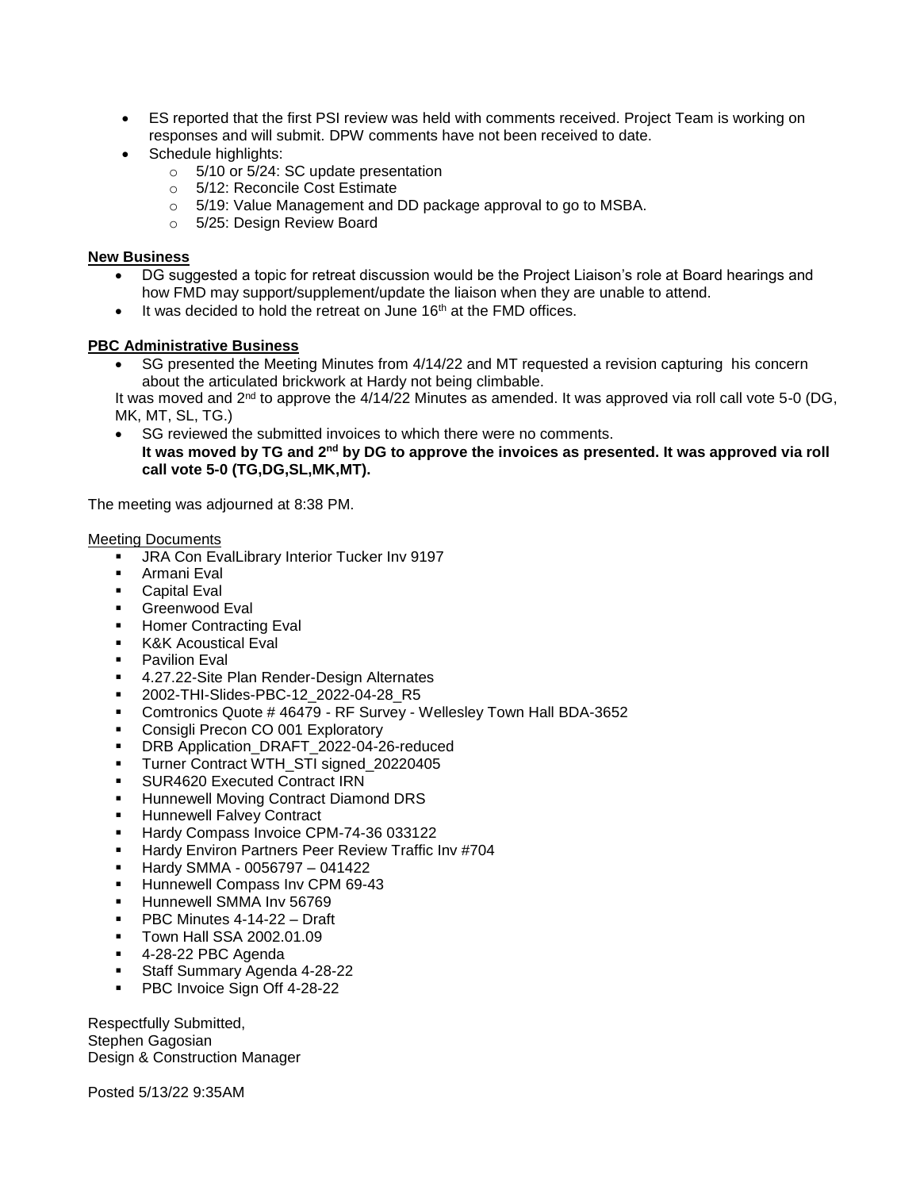- ES reported that the first PSI review was held with comments received. Project Team is working on responses and will submit. DPW comments have not been received to date.
- Schedule highlights:
  - 5/10 or 5/24: SC update presentation
  - 5/12: Reconcile Cost Estimate
  - 5/19: Value Management and DD package approval to go to MSBA.
  - 5/25: Design Review Board

**New Business**

- DG suggested a topic for retreat discussion would be the Project Liaison's role at Board hearings and how FMD may support/supplement/update the liaison when they are unable to attend.
- It was decided to hold the retreat on June 16th at the FMD offices.

**PBC Administrative Business**

- SG presented the Meeting Minutes from 4/14/22 and MT requested a revision capturing his concern about the articulated brickwork at Hardy not being climbable.

It was moved and 2nd to approve the 4/14/22 Minutes as amended. It was approved via roll call vote 5-0 (DG, MK, MT, SL, TG.)

- SG reviewed the submitted invoices to which there were no comments.
  **It was moved by TG and 2nd by DG to approve the invoices as presented. It was approved via roll call vote 5-0 (TG,DG,SL,MK,MT).**

The meeting was adjourned at 8:38 PM.

Meeting Documents

- JRA Con EvalLibrary Interior Tucker Inv 9197
- Armani Eval
- Capital Eval
- Greenwood Eval
- Homer Contracting Eval
- K&K Acoustical Eval
- Pavilion Eval
- 4.27.22-Site Plan Render-Design Alternates
- 2002-THI-Slides-PBC-12_2022-04-28_R5
- Comtronics Quote # 46479 - RF Survey - Wellesley Town Hall BDA-3652
- Consigli Precon CO 001 Exploratory
- DRB Application_DRAFT_2022-04-26-reduced
- Turner Contract WTH_STI signed_20220405
- SUR4620 Executed Contract IRN
- Hunnewell Moving Contract Diamond DRS
- Hunnewell Falvey Contract
- Hardy Compass Invoice CPM-74-36 033122
- Hardy Environ Partners Peer Review Traffic Inv #704
- Hardy SMMA - 0056797 – 041422
- Hunnewell Compass Inv CPM 69-43
- Hunnewell SMMA Inv 56769
- PBC Minutes 4-14-22 – Draft
- Town Hall SSA 2002.01.09
- 4-28-22 PBC Agenda
- Staff Summary Agenda 4-28-22
- PBC Invoice Sign Off 4-28-22

Respectfully Submitted,
Stephen Gagosian
Design & Construction Manager

Posted 5/13/22 9:35AM